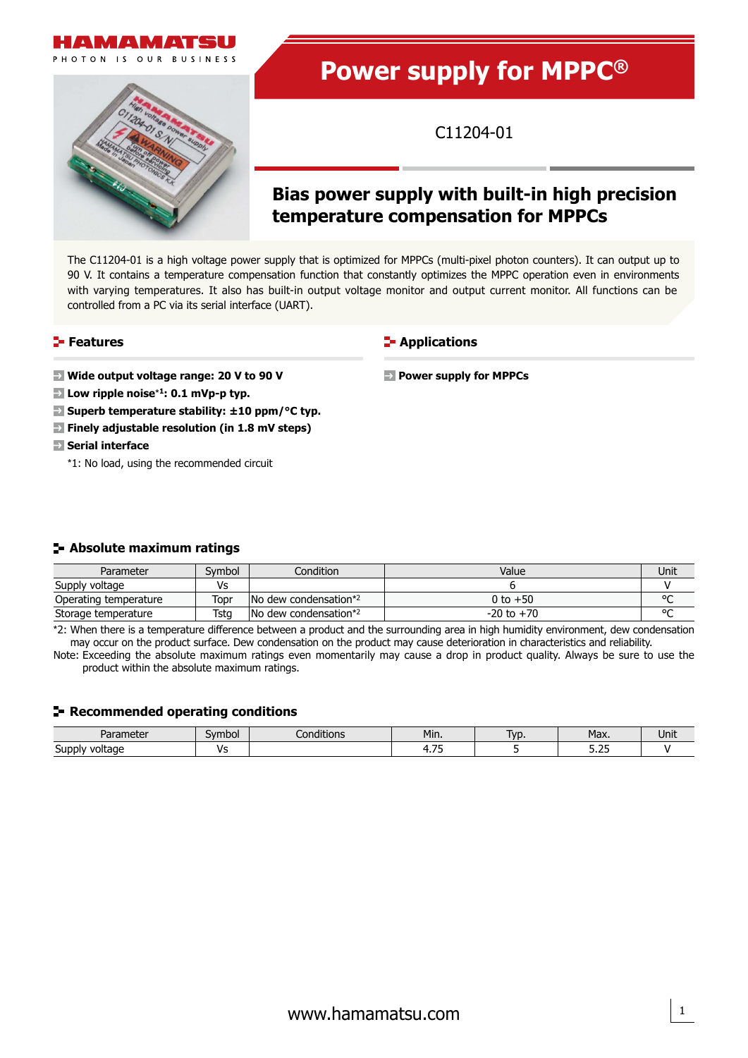# Power supply for MPPC®

C11204-01

## Bias power supply with built-in high precision temperature compensation for MPPCs

The C11204-01 is a high voltage power supply that is optimized for MPPCs (multi-pixel photon counters). It can output up to 90 V. It contains a temperature compensation function that constantly optimizes the MPPC operation even in environments with varying temperatures. It also has built-in output voltage monitor and output current monitor. All functions can be controlled from a PC via its serial interface (UART).

## Features

- **Wide output voltage range: 20 V to 90 V**
- **Low ripple noise*1: 0.1 mVp-p typ.**
- **Superb temperature stability: ±10 ppm/°C typ.**
- **Finely adjustable resolution (in 1.8 mV steps)**
- **Serial interface**

*1: No load, using the recommended circuit

## Applications

- **Power supply for MPPCs**

## Absolute maximum ratings

| Parameter | Symbol | Condition | Value | Unit |
|---|---|---|---|---|
| Supply voltage | Vs | | 6 | V |
| Operating temperature | Topr | No dew condensation*2 | 0 to +50 | °C |
| Storage temperature | Tstg | No dew condensation*2 | -20 to +70 | °C |

*2: When there is a temperature difference between a product and the surrounding area in high humidity environment, dew condensation may occur on the product surface. Dew condensation on the product may cause deterioration in characteristics and reliability.

Note: Exceeding the absolute maximum ratings even momentarily may cause a drop in product quality. Always be sure to use the product within the absolute maximum ratings.

## Recommended operating conditions

| Parameter | Symbol | Conditions | Min. | Typ. | Max. | Unit |
|---|---|---|---|---|---|---|
| Supply voltage | Vs | | 4.75 | 5 | 5.25 | V |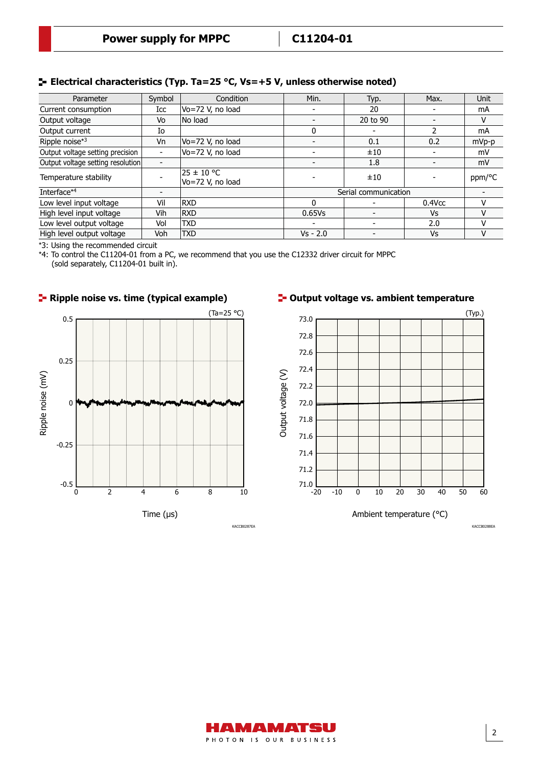## Electrical characteristics (Typ. Ta=25 °C, Vs=+5 V, unless otherwise noted)

| Parameter | Symbol | Condition | Min. | Typ. | Max. | Unit |
|---|---|---|---|---|---|---|
| Current consumption | Icc | Vo=72 V, no load | - | 20 | - | mA |
| Output voltage | Vo | No load | - | 20 to 90 | - | V |
| Output current | Io | | 0 | - | 2 | mA |
| Ripple noise*3 | Vn | Vo=72 V, no load | - | 0.1 | 0.2 | mVp-p |
| Output voltage setting precision | - | Vo=72 V, no load | - | ±10 | - | mV |
| Output voltage setting resolution | - | | - | 1.8 | - | mV |
| Temperature stability | - | 25 ± 10 °C<br>Vo=72 V, no load | - | ±10 | - | ppm/°C |
| Interface*4 | - | | Serial communication | | | - |
| Low level input voltage | Vil | RXD | 0 | - | 0.4Vcc | V |
| High level input voltage | Vih | RXD | 0.65Vs | - | Vs | V |
| Low level output voltage | Vol | TXD | - | - | 2.0 | V |
| High level output voltage | Voh | TXD | Vs - 2.0 | - | Vs | V |

*3: Using the recommended circuit

*4: To control the C11204-01 from a PC, we recommend that you use the C12332 driver circuit for MPPC (sold separately, C11204-01 built in).

## Ripple noise vs. time (typical example)

(Ta=25 °C)

Ripple noise (mV) vs. Time (μs)

KACCB0287EA

## Output voltage vs. ambient temperature

(Typ.)

Output voltage (V) vs. Ambient temperature (°C)

KACCB0288EA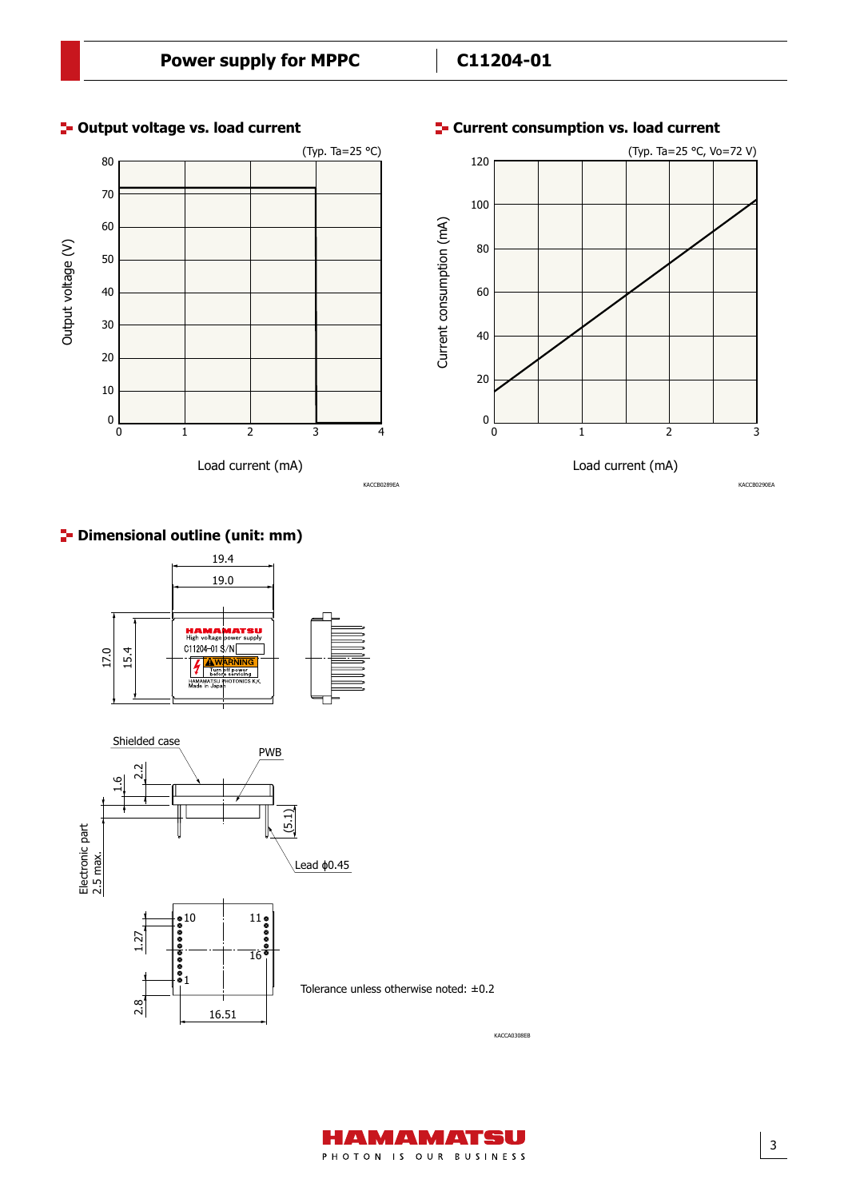## Output voltage vs. load current

(Typ. Ta=25 °C)

Output voltage (V)

Load current (mA)

KACCB0289EA

## Current consumption vs. load current

(Typ. Ta=25 °C, Vo=72 V)

Current consumption (mA)

Load current (mA)

KACCB0290EA

## Dimensional outline (unit: mm)

Tolerance unless otherwise noted: ±0.2

KACCA0308EB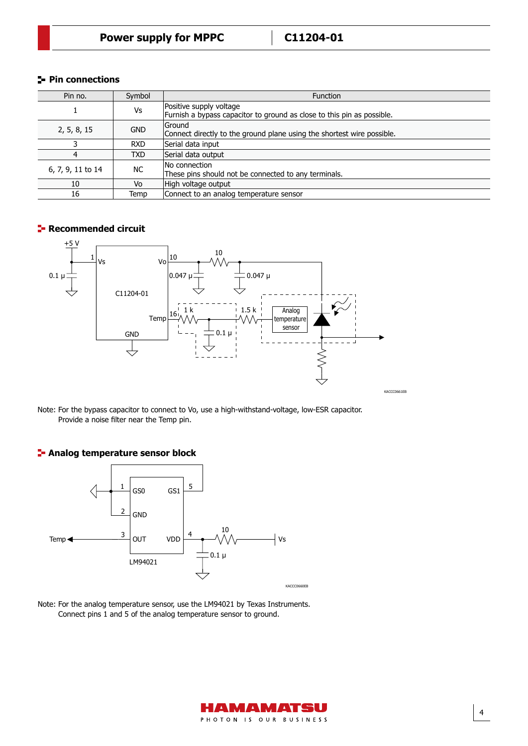## Pin connections

| Pin no. | Symbol | Function |
|---|---|---|
| 1 | Vs | Positive supply voltage<br>Furnish a bypass capacitor to ground as close to this pin as possible. |
| 2, 5, 8, 15 | GND | Ground<br>Connect directly to the ground plane using the shortest wire possible. |
| 3 | RXD | Serial data input |
| 4 | TXD | Serial data output |
| 6, 7, 9, 11 to 14 | NC | No connection<br>These pins should not be connected to any terminals. |
| 10 | Vo | High voltage output |
| 16 | Temp | Connect to an analog temperature sensor |

## Recommended circuit

KACCC0661EB

Note: For the bypass capacitor to connect to Vo, use a high-withstand-voltage, low-ESR capacitor.
Provide a noise filter near the Temp pin.

## Analog temperature sensor block

KACCC0660EB

Note: For the analog temperature sensor, use the LM94021 by Texas Instruments.
Connect pins 1 and 5 of the analog temperature sensor to ground.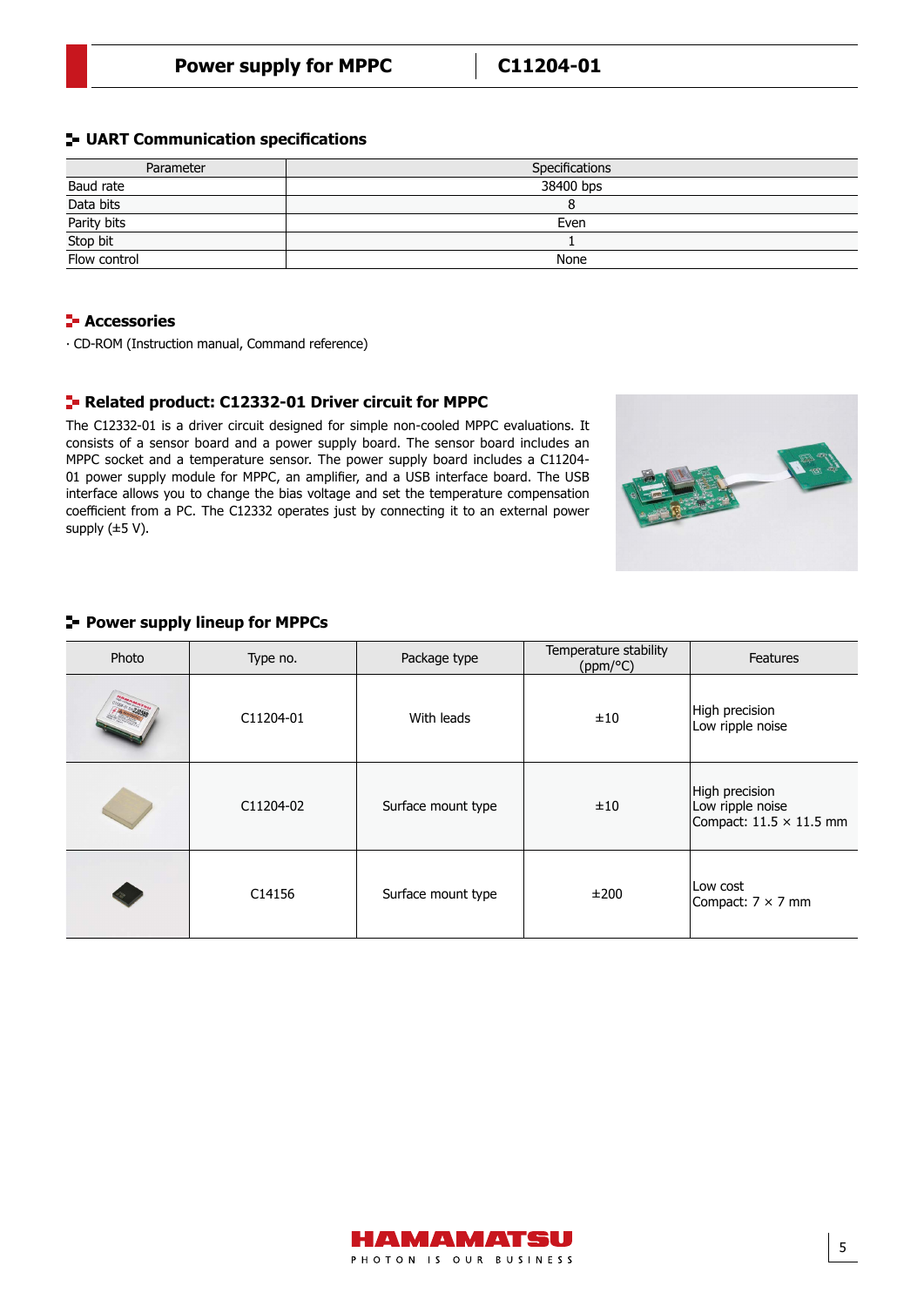## UART Communication specifications

| Parameter | Specifications |
|---|---|
| Baud rate | 38400 bps |
| Data bits | 8 |
| Parity bits | Even |
| Stop bit | 1 |
| Flow control | None |

## Accessories

· CD-ROM (Instruction manual, Command reference)

## Related product: C12332-01 Driver circuit for MPPC

The C12332-01 is a driver circuit designed for simple non-cooled MPPC evaluations. It consists of a sensor board and a power supply board. The sensor board includes an MPPC socket and a temperature sensor. The power supply board includes a C11204-01 power supply module for MPPC, an amplifier, and a USB interface board. The USB interface allows you to change the bias voltage and set the temperature compensation coefficient from a PC. The C12332 operates just by connecting it to an external power supply (±5 V).

## Power supply lineup for MPPCs

| Photo | Type no. | Package type | Temperature stability (ppm/°C) | Features |
|---|---|---|---|---|
| | C11204-01 | With leads | ±10 | High precision<br>Low ripple noise |
| | C11204-02 | Surface mount type | ±10 | High precision<br>Low ripple noise<br>Compact: 11.5 × 11.5 mm |
| | C14156 | Surface mount type | ±200 | Low cost<br>Compact: 7 × 7 mm |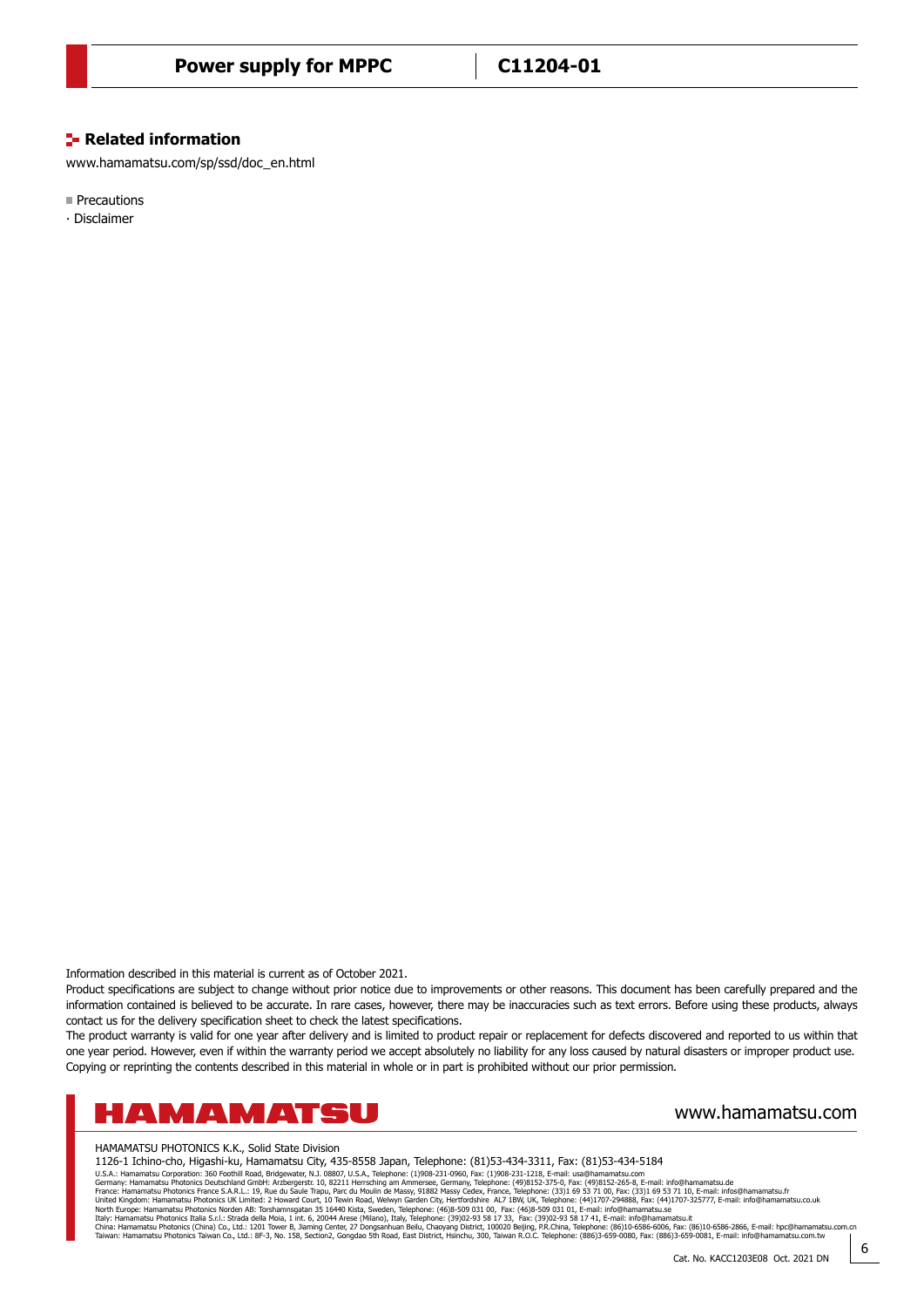## Related information

www.hamamatsu.com/sp/ssd/doc_en.html

- Precautions
  - · Disclaimer

Information described in this material is current as of October 2021.

Product specifications are subject to change without prior notice due to improvements or other reasons. This document has been carefully prepared and the information contained is believed to be accurate. In rare cases, however, there may be inaccuracies such as text errors. Before using these products, always contact us for the delivery specification sheet to check the latest specifications.

The product warranty is valid for one year after delivery and is limited to product repair or replacement for defects discovered and reported to us within that one year period. However, even if within the warranty period we accept absolutely no liability for any loss caused by natural disasters or improper product use.

Copying or reprinting the contents described in this material in whole or in part is prohibited without our prior permission.

HAMAMATSU

www.hamamatsu.com

HAMAMATSU PHOTONICS K.K., Solid State Division

1126-1 Ichino-cho, Higashi-ku, Hamamatsu City, 435-8558 Japan, Telephone: (81)53-434-3311, Fax: (81)53-434-5184

U.S.A.: Hamamatsu Corporation: 360 Foothill Road, Bridgewater, N.J. 08807, U.S.A., Telephone: (1)908-231-0960, Fax: (1)908-231-1218, E-mail: usa@hamamatsu.com
Germany: Hamamatsu Photonics Deutschland GmbH: Arzbergerstr. 10, 82211 Herrsching am Ammersee, Germany, Telephone: (49)8152-375-0, Fax: (49)8152-265-8, E-mail: info@hamamatsu.de
France: Hamamatsu Photonics France S.A.R.L.: 19, Rue du Saule Trapu, Parc du Moulin de Massy, 91882 Massy Cedex, France, Telephone: (33)1 69 53 71 00, Fax: (33)1 69 53 71 10, E-mail: infos@hamamatsu.fr
United Kingdom: Hamamatsu Photonics UK Limited: 2 Howard Court, 10 Tewin Road, Welwyn Garden City, Hertfordshire AL7 1BW, UK, Telephone: (44)1707-294888, Fax: (44)1707-325777, E-mail: info@hamamatsu.co.uk
North Europe: Hamamatsu Photonics Norden AB: Torshamnsgatan 35 16440 Kista, Sweden, Telephone: (46)8-509 031 00, Fax: (46)8-509 031 01, E-mail: info@hamamatsu.se
Italy: Hamamatsu Photonics Italia S.r.l.: Strada della Moia, 1 int. 6, 20044 Arese (Milano), Italy, Telephone: (39)02-93 58 17 33, Fax: (39)02-93 58 17 41, E-mail: info@hamamatsu.it
China: Hamamatsu Photonics (China) Co., Ltd.: 1201 Tower B, Jiaming Center, 27 Dongsanhuan Beilu, Chaoyang District, 100020 Beijing, P.R.China, Telephone: (86)10-6586-6006, Fax: (86)10-6586-2866, E-mail: hpc@hamamatsu.com.cn
Taiwan: Hamamatsu Photonics Taiwan Co., Ltd.: 8F-3, No. 158, Section2, Gongdao 5th Road, East District, Hsinchu, 300, Taiwan R.O.C. Telephone: (886)3-659-0080, Fax: (886)3-659-0081, E-mail: info@hamamatsu.com.tw

Cat. No. KACC1203E08 Oct. 2021 DN